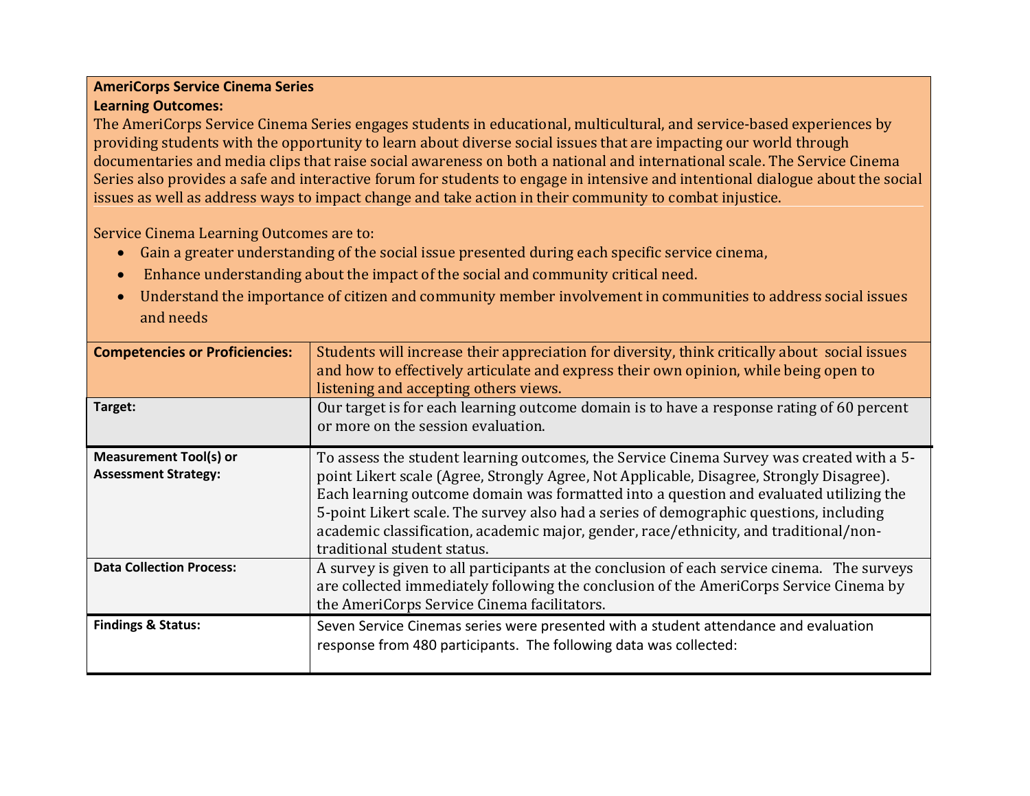**AmeriCorps Service Cinema Series**

**Learning Outcomes:**

The AmeriCorps Service Cinema Series engages students in educational, multicultural, and service-based experiences by providing students with the opportunity to learn about diverse social issues that are impacting our world through documentaries and media clips that raise social awareness on both a national and international scale. The Service Cinema Series also provides a safe and interactive forum for students to engage in intensive and intentional dialogue about the social issues as well as address ways to impact change and take action in their community to combat injustice.

Service Cinema Learning Outcomes are to:

- Gain a greater understanding of the social issue presented during each specific service cinema,
- Enhance understanding about the impact of the social and community critical need.
- Understand the importance of citizen and community member involvement in communities to address social issues and needs

| | |
|---|---|
| **Competencies or Proficiencies:** | Students will increase their appreciation for diversity, think critically about social issues and how to effectively articulate and express their own opinion, while being open to listening and accepting others views. |
| **Target:** | Our target is for each learning outcome domain is to have a response rating of 60 percent or more on the session evaluation. |
| **Measurement Tool(s) or Assessment Strategy:** | To assess the student learning outcomes, the Service Cinema Survey was created with a 5-point Likert scale (Agree, Strongly Agree, Not Applicable, Disagree, Strongly Disagree). Each learning outcome domain was formatted into a question and evaluated utilizing the 5-point Likert scale. The survey also had a series of demographic questions, including academic classification, academic major, gender, race/ethnicity, and traditional/non-traditional student status. |
| **Data Collection Process:** | A survey is given to all participants at the conclusion of each service cinema. The surveys are collected immediately following the conclusion of the AmeriCorps Service Cinema by the AmeriCorps Service Cinema facilitators. |
| **Findings & Status:** | Seven Service Cinemas series were presented with a student attendance and evaluation response from 480 participants. The following data was collected: |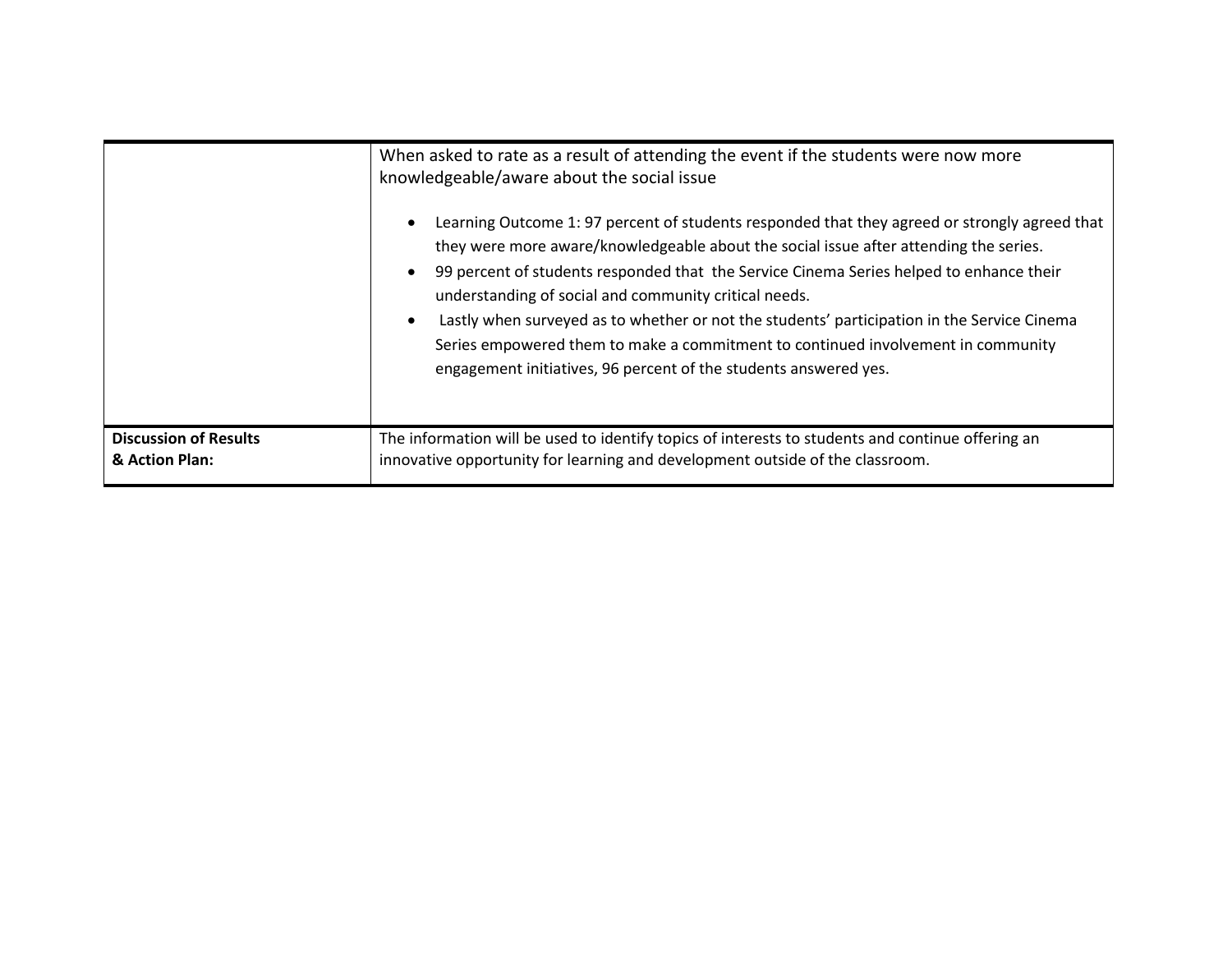| | |
|---|---|
| | When asked to rate as a result of attending the event if the students were now more knowledgeable/aware about the social issue<br><br>• Learning Outcome 1: 97 percent of students responded that they agreed or strongly agreed that they were more aware/knowledgeable about the social issue after attending the series.<br>• 99 percent of students responded that the Service Cinema Series helped to enhance their understanding of social and community critical needs.<br>• Lastly when surveyed as to whether or not the students' participation in the Service Cinema Series empowered them to make a commitment to continued involvement in community engagement initiatives, 96 percent of the students answered yes. |
| **Discussion of Results & Action Plan:** | The information will be used to identify topics of interests to students and continue offering an innovative opportunity for learning and development outside of the classroom. |